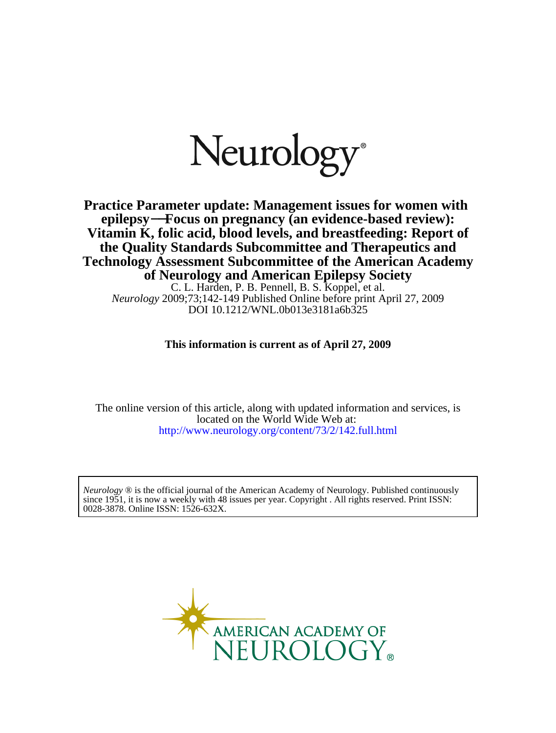# Neurology®

## Practice Parameter update: Management issues for women with epilepsy—Focus on pregnancy (an evidence-based review): Vitamin K, folic acid, blood levels, and breastfeeding: Report of the Quality Standards Subcommittee and Therapeutics and Technology Assessment Subcommittee of the American Academy of Neurology and American Epilepsy Society

C. L. Harden, P. B. Pennell, B. S. Koppel, et al.

*Neurology* 2009;73;142-149 Published Online before print April 27, 2009

DOI 10.1212/WNL.0b013e3181a6b325

**This information is current as of April 27, 2009**

The online version of this article, along with updated information and services, is located on the World Wide Web at:

http://www.neurology.org/content/73/2/142.full.html

*Neurology* ® is the official journal of the American Academy of Neurology. Published continuously since 1951, it is now a weekly with 48 issues per year. Copyright . All rights reserved. Print ISSN: 0028-3878. Online ISSN: 1526-632X.

AMERICAN ACADEMY OF NEUROLOGY®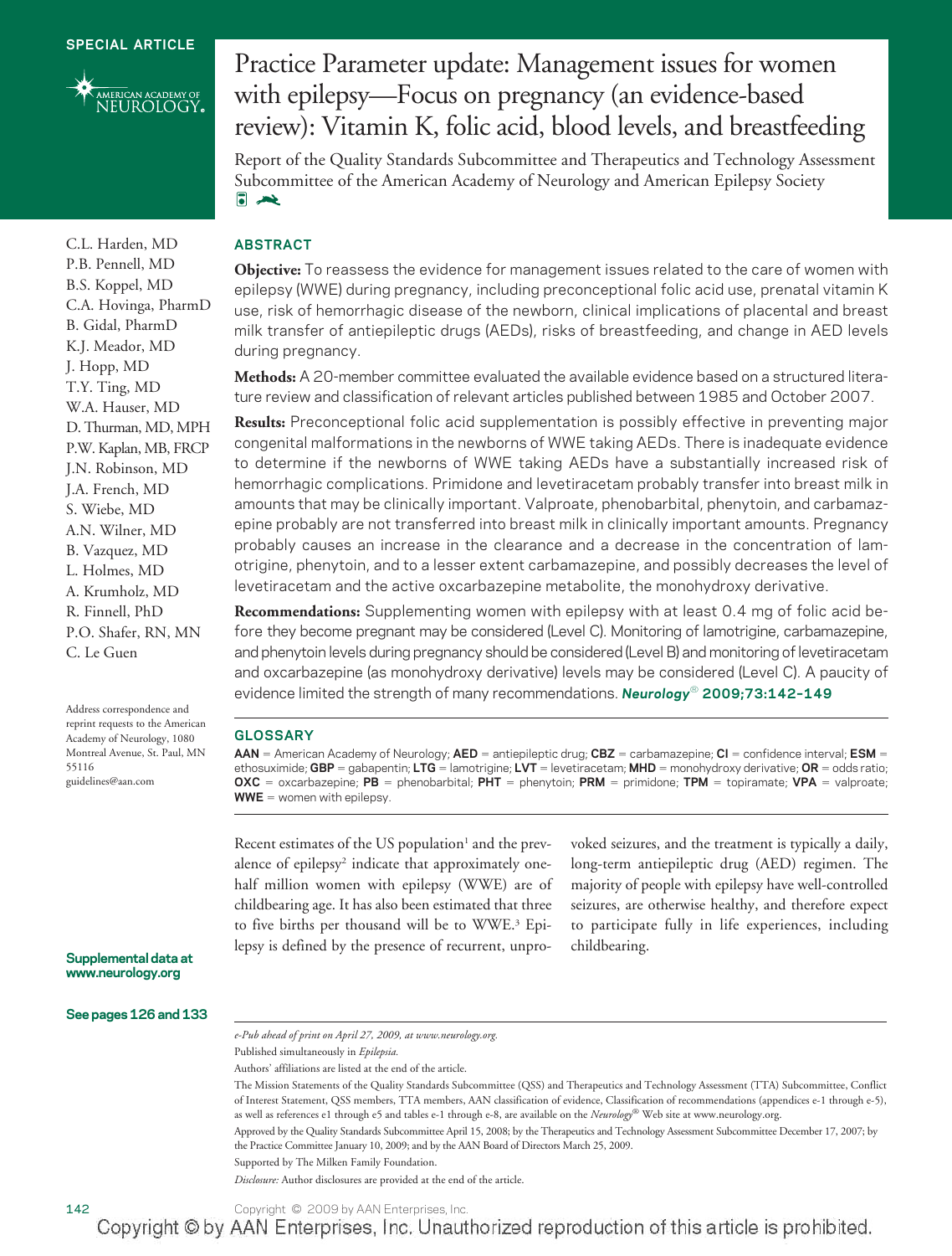SPECIAL ARTICLE

# Practice Parameter update: Management issues for women with epilepsy—Focus on pregnancy (an evidence-based review): Vitamin K, folic acid, blood levels, and breastfeeding

Report of the Quality Standards Subcommittee and Therapeutics and Technology Assessment Subcommittee of the American Academy of Neurology and American Epilepsy Society

C.L. Harden, MD
P.B. Pennell, MD
B.S. Koppel, MD
C.A. Hovinga, PharmD
B. Gidal, PharmD
K.J. Meador, MD
J. Hopp, MD
T.Y. Ting, MD
W.A. Hauser, MD
D. Thurman, MD, MPH
P.W. Kaplan, MB, FRCP
J.N. Robinson, MD
J.A. French, MD
S. Wiebe, MD
A.N. Wilner, MD
B. Vazquez, MD
L. Holmes, MD
A. Krumholz, MD
R. Finnell, PhD
P.O. Shafer, RN, MN
C. Le Guen

Address correspondence and reprint requests to the American Academy of Neurology, 1080 Montreal Avenue, St. Paul, MN 55116
guidelines@aan.com

Supplemental data at www.neurology.org

See pages 126 and 133

## ABSTRACT

**Objective:** To reassess the evidence for management issues related to the care of women with epilepsy (WWE) during pregnancy, including preconceptional folic acid use, prenatal vitamin K use, risk of hemorrhagic disease of the newborn, clinical implications of placental and breast milk transfer of antiepileptic drugs (AEDs), risks of breastfeeding, and change in AED levels during pregnancy.

**Methods:** A 20-member committee evaluated the available evidence based on a structured literature review and classification of relevant articles published between 1985 and October 2007.

**Results:** Preconceptional folic acid supplementation is possibly effective in preventing major congenital malformations in the newborns of WWE taking AEDs. There is inadequate evidence to determine if the newborns of WWE taking AEDs have a substantially increased risk of hemorrhagic complications. Primidone and levetiracetam probably transfer into breast milk in amounts that may be clinically important. Valproate, phenobarbital, phenytoin, and carbamazepine probably are not transferred into breast milk in clinically important amounts. Pregnancy probably causes an increase in the clearance and a decrease in the concentration of lamotrigine, phenytoin, and to a lesser extent carbamazepine, and possibly decreases the level of levetiracetam and the active oxcarbazepine metabolite, the monohydroxy derivative.

**Recommendations:** Supplementing women with epilepsy with at least 0.4 mg of folic acid before they become pregnant may be considered (Level C). Monitoring of lamotrigine, carbamazepine, and phenytoin levels during pregnancy should be considered (Level B) and monitoring of levetiracetam and oxcarbazepine (as monohydroxy derivative) levels may be considered (Level C). A paucity of evidence limited the strength of many recommendations. *Neurology*® 2009;73:142–149

## GLOSSARY

**AAN** = American Academy of Neurology; **AED** = antiepileptic drug; **CBZ** = carbamazepine; **CI** = confidence interval; **ESM** = ethosuximide; **GBP** = gabapentin; **LTG** = lamotrigine; **LVT** = levetiracetam; **MHD** = monohydroxy derivative; **OR** = odds ratio; **OXC** = oxcarbazepine; **PB** = phenobarbital; **PHT** = phenytoin; **PRM** = primidone; **TPM** = topiramate; **VPA** = valproate; **WWE** = women with epilepsy.

Recent estimates of the US population[1] and the prevalence of epilepsy[2] indicate that approximately one-half million women with epilepsy (WWE) are of childbearing age. It has also been estimated that three to five births per thousand will be to WWE.[3] Epilepsy is defined by the presence of recurrent, unprovoked seizures, and the treatment is typically a daily, long-term antiepileptic drug (AED) regimen. The majority of people with epilepsy have well-controlled seizures, are otherwise healthy, and therefore expect to participate fully in life experiences, including childbearing.

*e-Pub ahead of print on April 27, 2009, at www.neurology.org.*

Published simultaneously in *Epilepsia*.

Authors' affiliations are listed at the end of the article.

The Mission Statements of the Quality Standards Subcommittee (QSS) and Therapeutics and Technology Assessment (TTA) Subcommittee, Conflict of Interest Statement, QSS members, TTA members, AAN classification of evidence, Classification of recommendations (appendices e-1 through e-5), as well as references e1 through e5 and tables e-1 through e-8, are available on the *Neurology*® Web site at www.neurology.org.

Approved by the Quality Standards Subcommittee April 15, 2008; by the Therapeutics and Technology Assessment Subcommittee December 17, 2007; by the Practice Committee January 10, 2009; and by the AAN Board of Directors March 25, 2009.

Supported by The Milken Family Foundation.

*Disclosure:* Author disclosures are provided at the end of the article.

Copyright © 2009 by AAN Enterprises, Inc.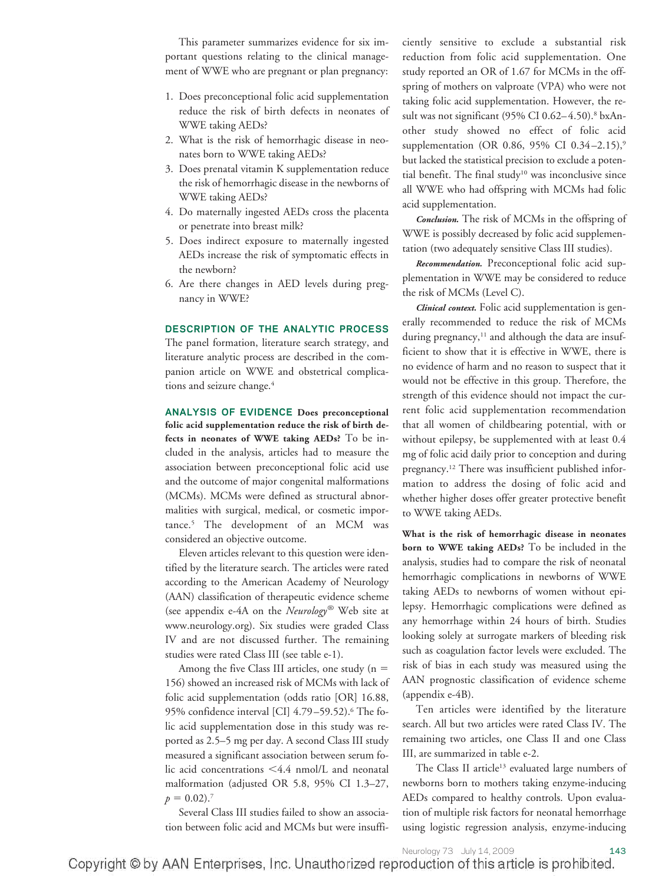This parameter summarizes evidence for six important questions relating to the clinical management of WWE who are pregnant or plan pregnancy:

1. Does preconceptional folic acid supplementation reduce the risk of birth defects in neonates of WWE taking AEDs?
2. What is the risk of hemorrhagic disease in neonates born to WWE taking AEDs?
3. Does prenatal vitamin K supplementation reduce the risk of hemorrhagic disease in the newborns of WWE taking AEDs?
4. Do maternally ingested AEDs cross the placenta or penetrate into breast milk?
5. Does indirect exposure to maternally ingested AEDs increase the risk of symptomatic effects in the newborn?
6. Are there changes in AED levels during pregnancy in WWE?

## DESCRIPTION OF THE ANALYTIC PROCESS

The panel formation, literature search strategy, and literature analytic process are described in the companion article on WWE and obstetrical complications and seizure change.[4]

## ANALYSIS OF EVIDENCE

**Does preconceptional folic acid supplementation reduce the risk of birth defects in neonates of WWE taking AEDs?** To be included in the analysis, articles had to measure the association between preconceptional folic acid use and the outcome of major congenital malformations (MCMs). MCMs were defined as structural abnormalities with surgical, medical, or cosmetic importance.[5] The development of an MCM was considered an objective outcome.

Eleven articles relevant to this question were identified by the literature search. The articles were rated according to the American Academy of Neurology (AAN) classification of therapeutic evidence scheme (see appendix e-4A on the *Neurology®* Web site at www.neurology.org). Six studies were graded Class IV and are not discussed further. The remaining studies were rated Class III (see table e-1).

Among the five Class III articles, one study (n = 156) showed an increased risk of MCMs with lack of folic acid supplementation (odds ratio [OR] 16.88, 95% confidence interval [CI] 4.79–59.52).[6] The folic acid supplementation dose in this study was reported as 2.5–5 mg per day. A second Class III study measured a significant association between serum folic acid concentrations <4.4 nmol/L and neonatal malformation (adjusted OR 5.8, 95% CI 1.3–27, $p = 0.02$).[7]

Several Class III studies failed to show an association between folic acid and MCMs but were insufficiently sensitive to exclude a substantial risk reduction from folic acid supplementation. One study reported an OR of 1.67 for MCMs in the offspring of mothers on valproate (VPA) who were not taking folic acid supplementation. However, the result was not significant (95% CI 0.62–4.50).[8] bxAnother study showed no effect of folic acid supplementation (OR 0.86, 95% CI 0.34–2.15),[9] but lacked the statistical precision to exclude a potential benefit. The final study[10] was inconclusive since all WWE who had offspring with MCMs had folic acid supplementation.

***Conclusion.*** The risk of MCMs in the offspring of WWE is possibly decreased by folic acid supplementation (two adequately sensitive Class III studies).

***Recommendation.*** Preconceptional folic acid supplementation in WWE may be considered to reduce the risk of MCMs (Level C).

***Clinical context.*** Folic acid supplementation is generally recommended to reduce the risk of MCMs during pregnancy,[11] and although the data are insufficient to show that it is effective in WWE, there is no evidence of harm and no reason to suspect that it would not be effective in this group. Therefore, the strength of this evidence should not impact the current folic acid supplementation recommendation that all women of childbearing potential, with or without epilepsy, be supplemented with at least 0.4 mg of folic acid daily prior to conception and during pregnancy.[12] There was insufficient published information to address the dosing of folic acid and whether higher doses offer greater protective benefit to WWE taking AEDs.

**What is the risk of hemorrhagic disease in neonates born to WWE taking AEDs?** To be included in the analysis, studies had to compare the risk of neonatal hemorrhagic complications in newborns of WWE taking AEDs to newborns of women without epilepsy. Hemorrhagic complications were defined as any hemorrhage within 24 hours of birth. Studies looking solely at surrogate markers of bleeding risk such as coagulation factor levels were excluded. The risk of bias in each study was measured using the AAN prognostic classification of evidence scheme (appendix e-4B).

Ten articles were identified by the literature search. All but two articles were rated Class IV. The remaining two articles, one Class II and one Class III, are summarized in table e-2.

The Class II article[13] evaluated large numbers of newborns born to mothers taking enzyme-inducing AEDs compared to healthy controls. Upon evaluation of multiple risk factors for neonatal hemorrhage using logistic regression analysis, enzyme-inducing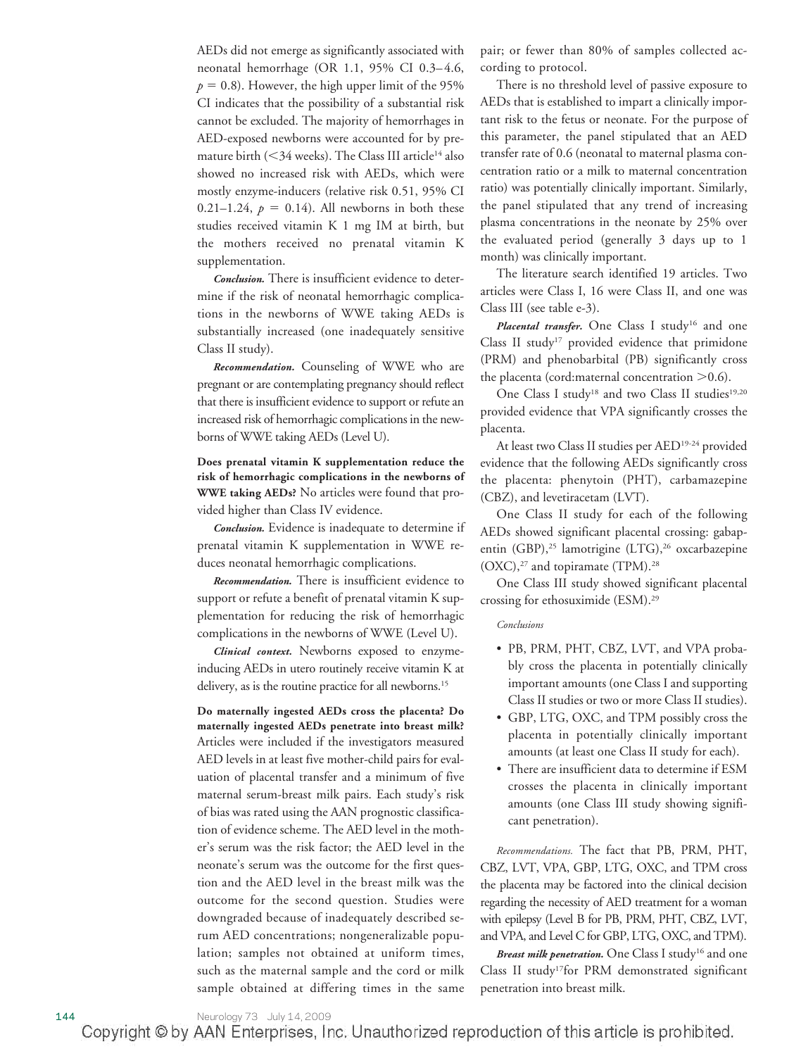AEDs did not emerge as significantly associated with neonatal hemorrhage (OR 1.1, 95% CI 0.3–4.6, $p = 0.8$). However, the high upper limit of the 95% CI indicates that the possibility of a substantial risk cannot be excluded. The majority of hemorrhages in AED-exposed newborns were accounted for by premature birth (<34 weeks). The Class III article[14] also showed no increased risk with AEDs, which were mostly enzyme-inducers (relative risk 0.51, 95% CI 0.21–1.24, $p = 0.14$). All newborns in both these studies received vitamin K 1 mg IM at birth, but the mothers received no prenatal vitamin K supplementation.

***Conclusion.*** There is insufficient evidence to determine if the risk of neonatal hemorrhagic complications in the newborns of WWE taking AEDs is substantially increased (one inadequately sensitive Class II study).

***Recommendation.*** Counseling of WWE who are pregnant or are contemplating pregnancy should reflect that there is insufficient evidence to support or refute an increased risk of hemorrhagic complications in the newborns of WWE taking AEDs (Level U).

**Does prenatal vitamin K supplementation reduce the risk of hemorrhagic complications in the newborns of WWE taking AEDs?** No articles were found that provided higher than Class IV evidence.

***Conclusion.*** Evidence is inadequate to determine if prenatal vitamin K supplementation in WWE reduces neonatal hemorrhagic complications.

***Recommendation.*** There is insufficient evidence to support or refute a benefit of prenatal vitamin K supplementation for reducing the risk of hemorrhagic complications in the newborns of WWE (Level U).

***Clinical context.*** Newborns exposed to enzyme-inducing AEDs in utero routinely receive vitamin K at delivery, as is the routine practice for all newborns.[15]

**Do maternally ingested AEDs cross the placenta? Do maternally ingested AEDs penetrate into breast milk?** Articles were included if the investigators measured AED levels in at least five mother-child pairs for evaluation of placental transfer and a minimum of five maternal serum-breast milk pairs. Each study's risk of bias was rated using the AAN prognostic classification of evidence scheme. The AED level in the mother's serum was the risk factor; the AED level in the neonate's serum was the outcome for the first question and the AED level in the breast milk was the outcome for the second question. Studies were downgraded because of inadequately described serum AED concentrations; nongeneralizable population; samples not obtained at uniform times, such as the maternal sample and the cord or milk sample obtained at differing times in the same pair; or fewer than 80% of samples collected according to protocol.

There is no threshold level of passive exposure to AEDs that is established to impart a clinically important risk to the fetus or neonate. For the purpose of this parameter, the panel stipulated that an AED transfer rate of 0.6 (neonatal to maternal plasma concentration ratio or a milk to maternal concentration ratio) was potentially clinically important. Similarly, the panel stipulated that any trend of increasing plasma concentrations in the neonate by 25% over the evaluated period (generally 3 days up to 1 month) was clinically important.

The literature search identified 19 articles. Two articles were Class I, 16 were Class II, and one was Class III (see table e-3).

***Placental transfer.*** One Class I study[16] and one Class II study[17] provided evidence that primidone (PRM) and phenobarbital (PB) significantly cross the placenta (cord:maternal concentration >0.6).

One Class I study[18] and two Class II studies[19,20] provided evidence that VPA significantly crosses the placenta.

At least two Class II studies per AED[19-24] provided evidence that the following AEDs significantly cross the placenta: phenytoin (PHT), carbamazepine (CBZ), and levetiracetam (LVT).

One Class II study for each of the following AEDs showed significant placental crossing: gabapentin (GBP),[25] lamotrigine (LTG),[26] oxcarbazepine (OXC),[27] and topiramate (TPM).[28]

One Class III study showed significant placental crossing for ethosuximide (ESM).[29]

*Conclusions*

- PB, PRM, PHT, CBZ, LVT, and VPA probably cross the placenta in potentially clinically important amounts (one Class I and supporting Class II studies or two or more Class II studies).
- GBP, LTG, OXC, and TPM possibly cross the placenta in potentially clinically important amounts (at least one Class II study for each).
- There are insufficient data to determine if ESM crosses the placenta in clinically important amounts (one Class III study showing significant penetration).

*Recommendations.* The fact that PB, PRM, PHT, CBZ, LVT, VPA, GBP, LTG, OXC, and TPM cross the placenta may be factored into the clinical decision regarding the necessity of AED treatment for a woman with epilepsy (Level B for PB, PRM, PHT, CBZ, LVT, and VPA, and Level C for GBP, LTG, OXC, and TPM).

***Breast milk penetration.*** One Class I study[16] and one Class II study[17] for PRM demonstrated significant penetration into breast milk.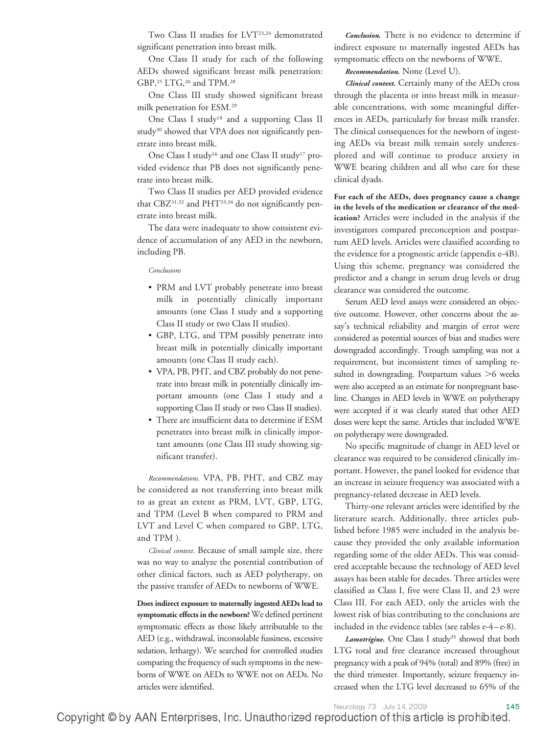Two Class II studies for LVT[23,24] demonstrated significant penetration into breast milk.

One Class II study for each of the following AEDs showed significant breast milk penetration: GBP,[25] LTG,[26] and TPM.[28]

One Class III study showed significant breast milk penetration for ESM.[29]

One Class I study[18] and a supporting Class II study[30] showed that VPA does not significantly penetrate into breast milk.

One Class I study[16] and one Class II study[17] provided evidence that PB does not significantly penetrate into breast milk.

Two Class II studies per AED provided evidence that CBZ[31,32] and PHT[33,34] do not significantly penetrate into breast milk.

The data were inadequate to show consistent evidence of accumulation of any AED in the newborn, including PB.

*Conclusions*

- PRM and LVT probably penetrate into breast milk in potentially clinically important amounts (one Class I study and a supporting Class II study or two Class II studies).
- GBP, LTG, and TPM possibly penetrate into breast milk in potentially clinically important amounts (one Class II study each).
- VPA, PB, PHT, and CBZ probably do not penetrate into breast milk in potentially clinically important amounts (one Class I study and a supporting Class II study or two Class II studies).
- There are insufficient data to determine if ESM penetrates into breast milk in clinically important amounts (one Class III study showing significant transfer).

*Recommendations.* VPA, PB, PHT, and CBZ may be considered as not transferring into breast milk to as great an extent as PRM, LVT, GBP, LTG, and TPM (Level B when compared to PRM and LVT and Level C when compared to GBP, LTG, and TPM ).

*Clinical context.* Because of small sample size, there was no way to analyze the potential contribution of other clinical factors, such as AED polytherapy, on the passive transfer of AEDs to newborns of WWE.

**Does indirect exposure to maternally ingested AEDs lead to symptomatic effects in the newborn?** We defined pertinent symptomatic effects as those likely attributable to the AED (e.g., withdrawal, inconsolable fussiness, excessive sedation, lethargy). We searched for controlled studies comparing the frequency of such symptoms in the newborns of WWE on AEDs to WWE not on AEDs. No articles were identified.

***Conclusion.*** There is no evidence to determine if indirect exposure to maternally ingested AEDs has symptomatic effects on the newborns of WWE.

***Recommendation.*** None (Level U).

***Clinical context.*** Certainly many of the AEDs cross through the placenta or into breast milk in measurable concentrations, with some meaningful differences in AEDs, particularly for breast milk transfer. The clinical consequences for the newborn of ingesting AEDs via breast milk remain sorely underexplored and will continue to produce anxiety in WWE bearing children and all who care for these clinical dyads.

**For each of the AEDs, does pregnancy cause a change in the levels of the medication or clearance of the medication?** Articles were included in the analysis if the investigators compared preconception and postpartum AED levels. Articles were classified according to the evidence for a prognostic article (appendix e-4B). Using this scheme, pregnancy was considered the predictor and a change in serum drug levels or drug clearance was considered the outcome.

Serum AED level assays were considered an objective outcome. However, other concerns about the assay's technical reliability and margin of error were considered as potential sources of bias and studies were downgraded accordingly. Trough sampling was not a requirement, but inconsistent times of sampling resulted in downgrading. Postpartum values >6 weeks were also accepted as an estimate for nonpregnant baseline. Changes in AED levels in WWE on polytherapy were accepted if it was clearly stated that other AED doses were kept the same. Articles that included WWE on polytherapy were downgraded.

No specific magnitude of change in AED level or clearance was required to be considered clinically important. However, the panel looked for evidence that an increase in seizure frequency was associated with a pregnancy-related decrease in AED levels.

Thirty-one relevant articles were identified by the literature search. Additionally, three articles published before 1985 were included in the analysis because they provided the only available information regarding some of the older AEDs. This was considered acceptable because the technology of AED level assays has been stable for decades. Three articles were classified as Class I, five were Class II, and 23 were Class III. For each AED, only the articles with the lowest risk of bias contributing to the conclusions are included in the evidence tables (see tables e-4–e-8).

***Lamotrigine.*** One Class I study[35] showed that both LTG total and free clearance increased throughout pregnancy with a peak of 94% (total) and 89% (free) in the third trimester. Importantly, seizure frequency increased when the LTG level decreased to 65% of the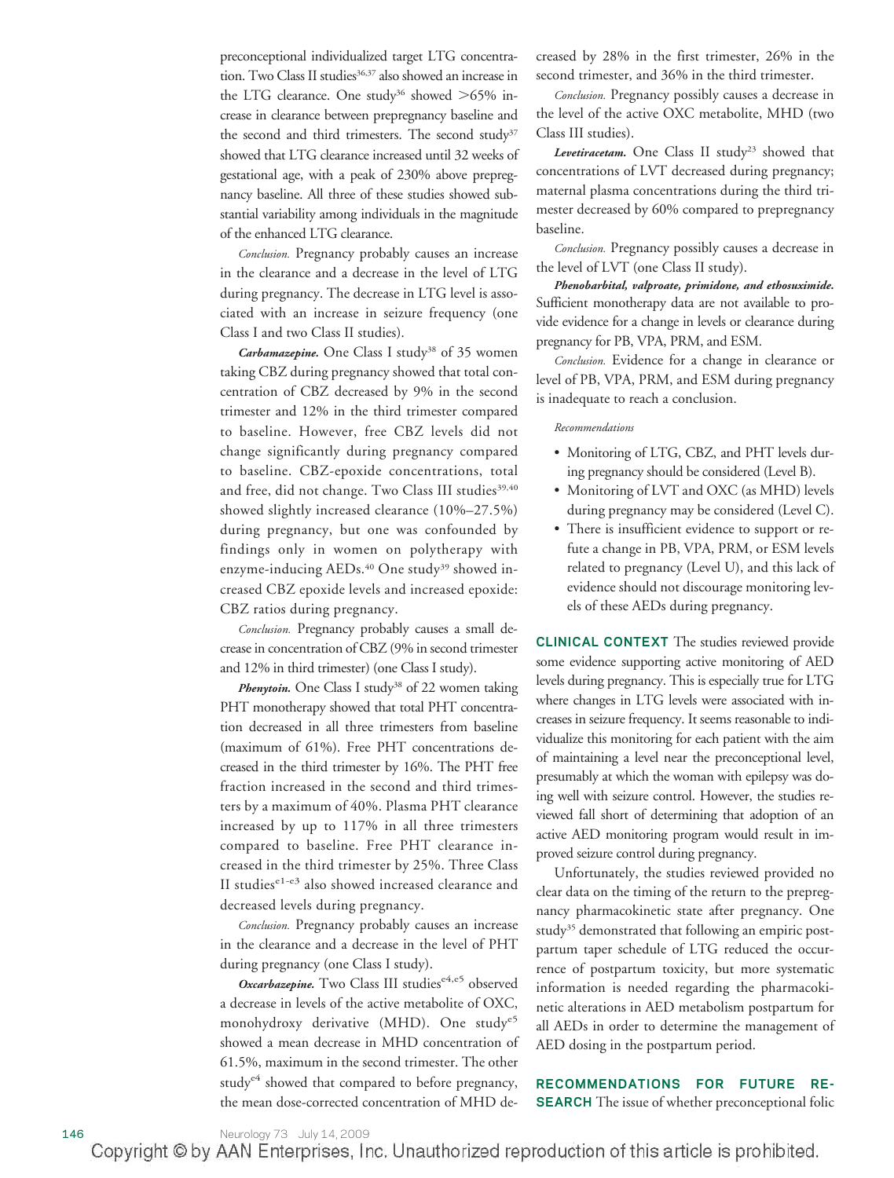preconceptional individualized target LTG concentration. Two Class II studies[36,37] also showed an increase in the LTG clearance. One study[36] showed >65% increase in clearance between prepregnancy baseline and the second and third trimesters. The second study[37] showed that LTG clearance increased until 32 weeks of gestational age, with a peak of 230% above prepregnancy baseline. All three of these studies showed substantial variability among individuals in the magnitude of the enhanced LTG clearance.

*Conclusion.* Pregnancy probably causes an increase in the clearance and a decrease in the level of LTG during pregnancy. The decrease in LTG level is associated with an increase in seizure frequency (one Class I and two Class II studies).

***Carbamazepine.*** One Class I study[38] of 35 women taking CBZ during pregnancy showed that total concentration of CBZ decreased by 9% in the second trimester and 12% in the third trimester compared to baseline. However, free CBZ levels did not change significantly during pregnancy compared to baseline. CBZ-epoxide concentrations, total and free, did not change. Two Class III studies[39,40] showed slightly increased clearance (10%–27.5%) during pregnancy, but one was confounded by findings only in women on polytherapy with enzyme-inducing AEDs.[40] One study[39] showed increased CBZ epoxide levels and increased epoxide: CBZ ratios during pregnancy.

*Conclusion.* Pregnancy probably causes a small decrease in concentration of CBZ (9% in second trimester and 12% in third trimester) (one Class I study).

***Phenytoin.*** One Class I study[38] of 22 women taking PHT monotherapy showed that total PHT concentration decreased in all three trimesters from baseline (maximum of 61%). Free PHT concentrations decreased in the third trimester by 16%. The PHT free fraction increased in the second and third trimesters by a maximum of 40%. Plasma PHT clearance increased by up to 117% in all three trimesters compared to baseline. Free PHT clearance increased in the third trimester by 25%. Three Class II studies[e1-e3] also showed increased clearance and decreased levels during pregnancy.

*Conclusion.* Pregnancy probably causes an increase in the clearance and a decrease in the level of PHT during pregnancy (one Class I study).

***Oxcarbazepine.*** Two Class III studies[e4,e5] observed a decrease in levels of the active metabolite of OXC, monohydroxy derivative (MHD). One study[e5] showed a mean decrease in MHD concentration of 61.5%, maximum in the second trimester. The other study[e4] showed that compared to before pregnancy, the mean dose-corrected concentration of MHD decreased by 28% in the first trimester, 26% in the second trimester, and 36% in the third trimester.

*Conclusion.* Pregnancy possibly causes a decrease in the level of the active OXC metabolite, MHD (two Class III studies).

***Levetiracetam.*** One Class II study[23] showed that concentrations of LVT decreased during pregnancy; maternal plasma concentrations during the third trimester decreased by 60% compared to prepregnancy baseline.

*Conclusion.* Pregnancy possibly causes a decrease in the level of LVT (one Class II study).

***Phenobarbital, valproate, primidone, and ethosuximide.*** Sufficient monotherapy data are not available to provide evidence for a change in levels or clearance during pregnancy for PB, VPA, PRM, and ESM.

*Conclusion.* Evidence for a change in clearance or level of PB, VPA, PRM, and ESM during pregnancy is inadequate to reach a conclusion.

*Recommendations*

- Monitoring of LTG, CBZ, and PHT levels during pregnancy should be considered (Level B).
- Monitoring of LVT and OXC (as MHD) levels during pregnancy may be considered (Level C).
- There is insufficient evidence to support or refute a change in PB, VPA, PRM, or ESM levels related to pregnancy (Level U), and this lack of evidence should not discourage monitoring levels of these AEDs during pregnancy.

**CLINICAL CONTEXT** The studies reviewed provide some evidence supporting active monitoring of AED levels during pregnancy. This is especially true for LTG where changes in LTG levels were associated with increases in seizure frequency. It seems reasonable to individualize this monitoring for each patient with the aim of maintaining a level near the preconceptional level, presumably at which the woman with epilepsy was doing well with seizure control. However, the studies reviewed fall short of determining that adoption of an active AED monitoring program would result in improved seizure control during pregnancy.

Unfortunately, the studies reviewed provided no clear data on the timing of the return to the prepregnancy pharmacokinetic state after pregnancy. One study[35] demonstrated that following an empiric postpartum taper schedule of LTG reduced the occurrence of postpartum toxicity, but more systematic information is needed regarding the pharmacokinetic alterations in AED metabolism postpartum for all AEDs in order to determine the management of AED dosing in the postpartum period.

**RECOMMENDATIONS FOR FUTURE RESEARCH** The issue of whether preconceptional folic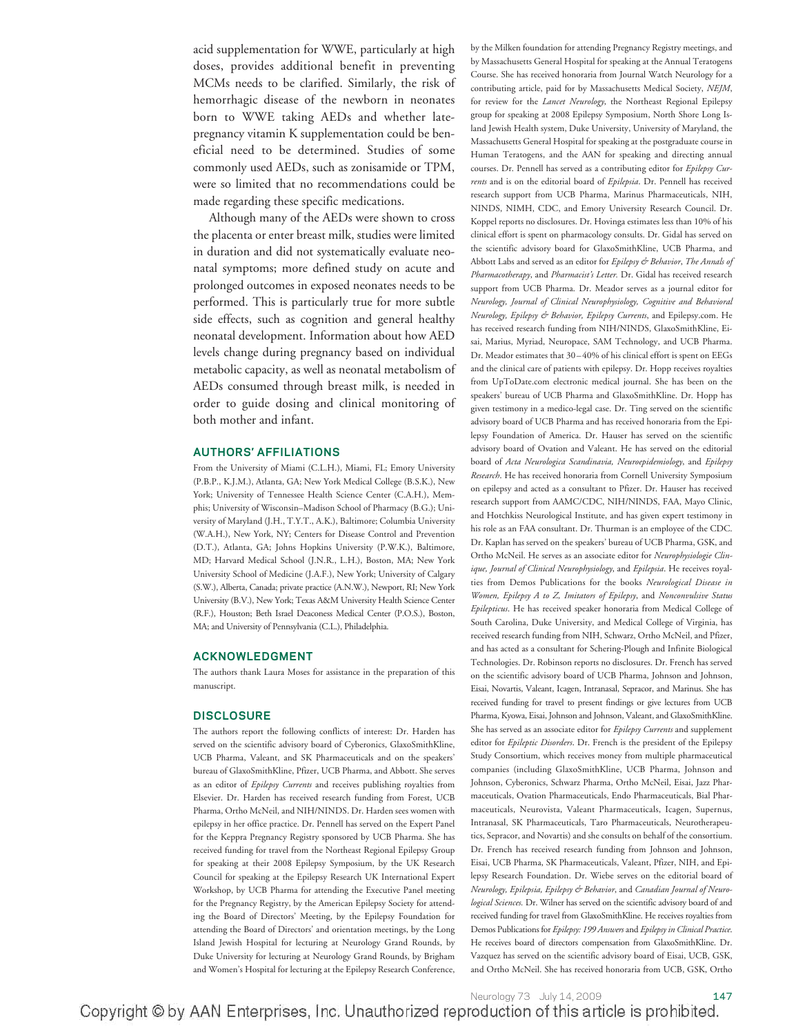acid supplementation for WWE, particularly at high doses, provides additional benefit in preventing MCMs needs to be clarified. Similarly, the risk of hemorrhagic disease of the newborn in neonates born to WWE taking AEDs and whether late-pregnancy vitamin K supplementation could be beneficial need to be determined. Studies of some commonly used AEDs, such as zonisamide or TPM, were so limited that no recommendations could be made regarding these specific medications.

Although many of the AEDs were shown to cross the placenta or enter breast milk, studies were limited in duration and did not systematically evaluate neonatal symptoms; more defined study on acute and prolonged outcomes in exposed neonates needs to be performed. This is particularly true for more subtle side effects, such as cognition and general healthy neonatal development. Information about how AED levels change during pregnancy based on individual metabolic capacity, as well as neonatal metabolism of AEDs consumed through breast milk, is needed in order to guide dosing and clinical monitoring of both mother and infant.

## AUTHORS' AFFILIATIONS

From the University of Miami (C.L.H.), Miami, FL; Emory University (P.B.P., K.J.M.), Atlanta, GA; New York Medical College (B.S.K.), New York; University of Tennessee Health Science Center (C.A.H.), Memphis; University of Wisconsin–Madison School of Pharmacy (B.G.); University of Maryland (J.H., T.Y.T., A.K.), Baltimore; Columbia University (W.A.H.), New York, NY; Centers for Disease Control and Prevention (D.T.), Atlanta, GA; Johns Hopkins University (P.W.K.), Baltimore, MD; Harvard Medical School (J.N.R., L.H.), Boston, MA; New York University School of Medicine (J.A.F.), New York; University of Calgary (S.W.), Alberta, Canada; private practice (A.N.W.), Newport, RI; New York University (B.V.), New York; Texas A&M University Health Science Center (R.F.), Houston; Beth Israel Deaconess Medical Center (P.O.S.), Boston, MA; and University of Pennsylvania (C.L.), Philadelphia.

## ACKNOWLEDGMENT

The authors thank Laura Moses for assistance in the preparation of this manuscript.

## DISCLOSURE

The authors report the following conflicts of interest: Dr. Harden has served on the scientific advisory board of Cyberonics, GlaxoSmithKline, UCB Pharma, Valeant, and SK Pharmaceuticals and on the speakers' bureau of GlaxoSmithKline, Pfizer, UCB Pharma, and Abbott. She serves as an editor of *Epilepsy Currents* and receives publishing royalties from Elsevier. Dr. Harden has received research funding from Forest, UCB Pharma, Ortho McNeil, and NIH/NINDS. Dr. Harden sees women with epilepsy in her office practice. Dr. Pennell has served on the Expert Panel for the Keppra Pregnancy Registry sponsored by UCB Pharma. She has received funding for travel from the Northeast Regional Epilepsy Group for speaking at their 2008 Epilepsy Symposium, by the UK Research Council for speaking at the Epilepsy Research UK International Expert Workshop, by UCB Pharma for attending the Executive Panel meeting for the Pregnancy Registry, by the American Epilepsy Society for attending the Board of Directors' Meeting, by the Epilepsy Foundation for attending the Board of Directors' and orientation meetings, by the Long Island Jewish Hospital for lecturing at Neurology Grand Rounds, by Duke University for lecturing at Neurology Grand Rounds, by Brigham and Women's Hospital for lecturing at the Epilepsy Research Conference, by the Milken foundation for attending Pregnancy Registry meetings, and by Massachusetts General Hospital for speaking at the Annual Teratogens Course. She has received honoraria from Journal Watch Neurology for a contributing article, paid for by Massachusetts Medical Society, *NEJM*, for review for the *Lancet Neurology*, the Northeast Regional Epilepsy group for speaking at 2008 Epilepsy Symposium, North Shore Long Island Jewish Health system, Duke University, University of Maryland, the Massachusetts General Hospital for speaking at the postgraduate course in Human Teratogens, and the AAN for speaking and directing annual courses. Dr. Pennell has served as a contributing editor for *Epilepsy Currents* and is on the editorial board of *Epilepsia*. Dr. Pennell has received research support from UCB Pharma, Marinus Pharmaceuticals, NIH, NINDS, NIMH, CDC, and Emory University Research Council. Dr. Koppel reports no disclosures. Dr. Hovinga estimates less than 10% of his clinical effort is spent on pharmacology consults. Dr. Gidal has served on the scientific advisory board for GlaxoSmithKline, UCB Pharma, and Abbott Labs and served as an editor for *Epilepsy & Behavior*, *The Annals of Pharmacotherapy*, and *Pharmacist's Letter.* Dr. Gidal has received research support from UCB Pharma. Dr. Meador serves as a journal editor for *Neurology, Journal of Clinical Neurophysiology, Cognitive and Behavioral Neurology, Epilepsy & Behavior, Epilepsy Currents*, and Epilepsy.com. He has received research funding from NIH/NINDS, GlaxoSmithKline, Eisai, Marius, Myriad, Neuropace, SAM Technology, and UCB Pharma. Dr. Meador estimates that 30–40% of his clinical effort is spent on EEGs and the clinical care of patients with epilepsy. Dr. Hopp receives royalties from UpToDate.com electronic medical journal. She has been on the speakers' bureau of UCB Pharma and GlaxoSmithKline. Dr. Hopp has given testimony in a medico-legal case. Dr. Ting served on the scientific advisory board of UCB Pharma and has received honoraria from the Epilepsy Foundation of America. Dr. Hauser has served on the scientific advisory board of Ovation and Valeant. He has served on the editorial board of *Acta Neurologica Scandinavia, Neuroepidemiology*, and *Epilepsy Research*. He has received honoraria from Cornell University Symposium on epilepsy and acted as a consultant to Pfizer. Dr. Hauser has received research support from AAMC/CDC, NIH/NINDS, FAA, Mayo Clinic, and Hotchkiss Neurological Institute, and has given expert testimony in his role as an FAA consultant. Dr. Thurman is an employee of the CDC. Dr. Kaplan has served on the speakers' bureau of UCB Pharma, GSK, and Ortho McNeil. He serves as an associate editor for *Neurophysiologie Clinique, Journal of Clinical Neurophysiology*, and *Epilepsia*. He receives royalties from Demos Publications for the books *Neurological Disease in Women, Epilepsy A to Z, Imitators of Epilepsy*, and *Nonconvulsive Status Epilepticus*. He has received speaker honoraria from Medical College of South Carolina, Duke University, and Medical College of Virginia, has received research funding from NIH, Schwarz, Ortho McNeil, and Pfizer, and has acted as a consultant for Schering-Plough and Infinite Biological Technologies. Dr. Robinson reports no disclosures. Dr. French has served on the scientific advisory board of UCB Pharma, Johnson and Johnson, Eisai, Novartis, Valeant, Icagen, Intranasal, Sepracor, and Marinus. She has received funding for travel to present findings or give lectures from UCB Pharma, Kyowa, Eisai, Johnson and Johnson, Valeant, and GlaxoSmithKline. She has served as an associate editor for *Epilepsy Currents* and supplement editor for *Epileptic Disorders*. Dr. French is the president of the Epilepsy Study Consortium, which receives money from multiple pharmaceutical companies (including GlaxoSmithKline, UCB Pharma, Johnson and Johnson, Cyberonics, Schwarz Pharma, Ortho McNeil, Eisai, Jazz Pharmaceuticals, Ovation Pharmaceuticals, Endo Pharmaceuticals, Bial Pharmaceuticals, Neurovista, Valeant Pharmaceuticals, Icagen, Supernus, Intranasal, SK Pharmaceuticals, Taro Pharmaceuticals, Neurotherapeutics, Sepracor, and Novartis) and she consults on behalf of the consortium. Dr. French has received research funding from Johnson and Johnson, Eisai, UCB Pharma, SK Pharmaceuticals, Valeant, Pfizer, NIH, and Epilepsy Research Foundation. Dr. Wiebe serves on the editorial board of *Neurology, Epilepsia, Epilepsy & Behavior*, and *Canadian Journal of Neurological Sciences.* Dr. Wilner has served on the scientific advisory board of and received funding for travel from GlaxoSmithKline. He receives royalties from Demos Publications for *Epilepsy: 199 Answers* and *Epilepsy in Clinical Practice.* He receives board of directors compensation from GlaxoSmithKline. Dr. Vazquez has served on the scientific advisory board of Eisai, UCB, GSK, and Ortho McNeil. She has received honoraria from UCB, GSK, Ortho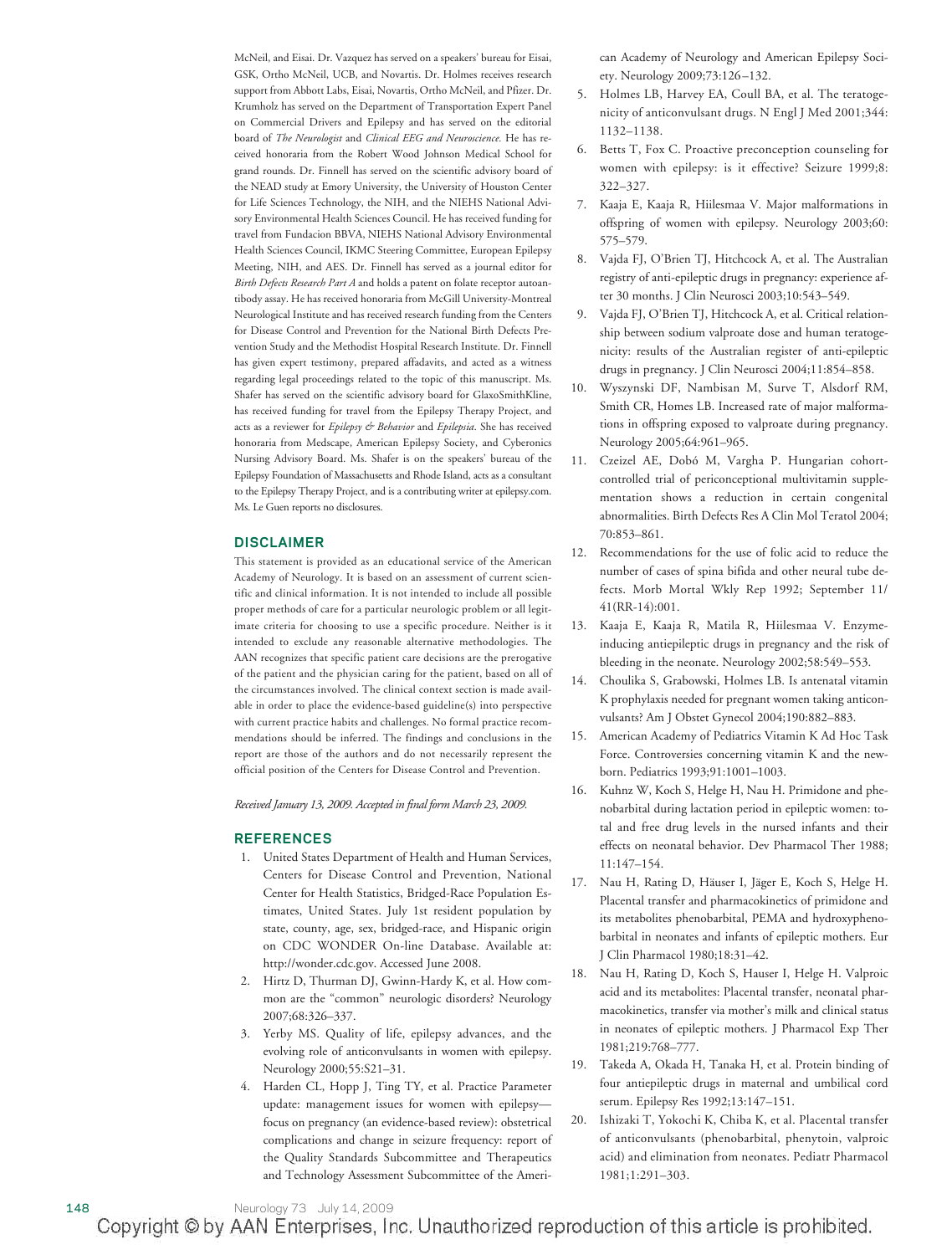McNeil, and Eisai. Dr. Vazquez has served on a speakers' bureau for Eisai, GSK, Ortho McNeil, UCB, and Novartis. Dr. Holmes receives research support from Abbott Labs, Eisai, Novartis, Ortho McNeil, and Pfizer. Dr. Krumholz has served on the Department of Transportation Expert Panel on Commercial Drivers and Epilepsy and has served on the editorial board of *The Neurologist* and *Clinical EEG and Neuroscience*. He has received honoraria from the Robert Wood Johnson Medical School for grand rounds. Dr. Finnell has served on the scientific advisory board of the NEAD study at Emory University, the University of Houston Center for Life Sciences Technology, the NIH, and the NIEHS National Advisory Environmental Health Sciences Council. He has received funding for travel from Fundacion BBVA, NIEHS National Advisory Environmental Health Sciences Council, IKMC Steering Committee, European Epilepsy Meeting, NIH, and AES. Dr. Finnell has served as a journal editor for *Birth Defects Research Part A* and holds a patent on folate receptor autoantibody assay. He has received honoraria from McGill University-Montreal Neurological Institute and has received research funding from the Centers for Disease Control and Prevention for the National Birth Defects Prevention Study and the Methodist Hospital Research Institute. Dr. Finnell has given expert testimony, prepared affadavits, and acted as a witness regarding legal proceedings related to the topic of this manuscript. Ms. Shafer has served on the scientific advisory board for GlaxoSmithKline, has received funding for travel from the Epilepsy Therapy Project, and acts as a reviewer for *Epilepsy & Behavior* and *Epilepsia*. She has received honoraria from Medscape, American Epilepsy Society, and Cyberonics Nursing Advisory Board. Ms. Shafer is on the speakers' bureau of the Epilepsy Foundation of Massachusetts and Rhode Island, acts as a consultant to the Epilepsy Therapy Project, and is a contributing writer at epilepsy.com. Ms. Le Guen reports no disclosures.

## DISCLAIMER

This statement is provided as an educational service of the American Academy of Neurology. It is based on an assessment of current scientific and clinical information. It is not intended to include all possible proper methods of care for a particular neurologic problem or all legitimate criteria for choosing to use a specific procedure. Neither is it intended to exclude any reasonable alternative methodologies. The AAN recognizes that specific patient care decisions are the prerogative of the patient and the physician caring for the patient, based on all of the circumstances involved. The clinical context section is made available in order to place the evidence-based guideline(s) into perspective with current practice habits and challenges. No formal practice recommendations should be inferred. The findings and conclusions in the report are those of the authors and do not necessarily represent the official position of the Centers for Disease Control and Prevention.

*Received January 13, 2009. Accepted in final form March 23, 2009.*

## REFERENCES

1. United States Department of Health and Human Services, Centers for Disease Control and Prevention, National Center for Health Statistics, Bridged-Race Population Estimates, United States. July 1st resident population by state, county, age, sex, bridged-race, and Hispanic origin on CDC WONDER On-line Database. Available at: http://wonder.cdc.gov. Accessed June 2008.
2. Hirtz D, Thurman DJ, Gwinn-Hardy K, et al. How common are the "common" neurologic disorders? Neurology 2007;68:326–337.
3. Yerby MS. Quality of life, epilepsy advances, and the evolving role of anticonvulsants in women with epilepsy. Neurology 2000;55:S21–31.
4. Harden CL, Hopp J, Ting TY, et al. Practice Parameter update: management issues for women with epilepsy—focus on pregnancy (an evidence-based review): obstetrical complications and change in seizure frequency: report of the Quality Standards Subcommittee and Therapeutics and Technology Assessment Subcommittee of the American Academy of Neurology and American Epilepsy Society. Neurology 2009;73:126–132.
5. Holmes LB, Harvey EA, Coull BA, et al. The teratogenicity of anticonvulsant drugs. N Engl J Med 2001;344: 1132–1138.
6. Betts T, Fox C. Proactive preconception counseling for women with epilepsy: is it effective? Seizure 1999;8: 322–327.
7. Kaaja E, Kaaja R, Hiilesmaa V. Major malformations in offspring of women with epilepsy. Neurology 2003;60: 575–579.
8. Vajda FJ, O'Brien TJ, Hitchcock A, et al. The Australian registry of anti-epileptic drugs in pregnancy: experience after 30 months. J Clin Neurosci 2003;10:543–549.
9. Vajda FJ, O'Brien TJ, Hitchcock A, et al. Critical relationship between sodium valproate dose and human teratogenicity: results of the Australian register of anti-epileptic drugs in pregnancy. J Clin Neurosci 2004;11:854–858.
10. Wyszynski DF, Nambisan M, Surve T, Alsdorf RM, Smith CR, Homes LB. Increased rate of major malformations in offspring exposed to valproate during pregnancy. Neurology 2005;64:961–965.
11. Czeizel AE, Dobó M, Vargha P. Hungarian cohort-controlled trial of periconceptional multivitamin supplementation shows a reduction in certain congenital abnormalities. Birth Defects Res A Clin Mol Teratol 2004; 70:853–861.
12. Recommendations for the use of folic acid to reduce the number of cases of spina bifida and other neural tube defects. Morb Mortal Wkly Rep 1992; September 11/ 41(RR-14):001.
13. Kaaja E, Kaaja R, Matila R, Hiilesmaa V. Enzyme-inducing antiepileptic drugs in pregnancy and the risk of bleeding in the neonate. Neurology 2002;58:549–553.
14. Choulika S, Grabowski, Holmes LB. Is antenatal vitamin K prophylaxis needed for pregnant women taking anticonvulsants? Am J Obstet Gynecol 2004;190:882–883.
15. American Academy of Pediatrics Vitamin K Ad Hoc Task Force. Controversies concerning vitamin K and the newborn. Pediatrics 1993;91:1001–1003.
16. Kuhnz W, Koch S, Helge H, Nau H. Primidone and phenobarbital during lactation period in epileptic women: total and free drug levels in the nursed infants and their effects on neonatal behavior. Dev Pharmacol Ther 1988; 11:147–154.
17. Nau H, Rating D, Häuser I, Jäger E, Koch S, Helge H. Placental transfer and pharmacokinetics of primidone and its metabolites phenobarbital, PEMA and hydroxyphenobarbital in neonates and infants of epileptic mothers. Eur J Clin Pharmacol 1980;18:31–42.
18. Nau H, Rating D, Koch S, Hauser I, Helge H. Valproic acid and its metabolites: Placental transfer, neonatal pharmacokinetics, transfer via mother's milk and clinical status in neonates of epileptic mothers. J Pharmacol Exp Ther 1981;219:768–777.
19. Takeda A, Okada H, Tanaka H, et al. Protein binding of four antiepileptic drugs in maternal and umbilical cord serum. Epilepsy Res 1992;13:147–151.
20. Ishizaki T, Yokochi K, Chiba K, et al. Placental transfer of anticonvulsants (phenobarbital, phenytoin, valproic acid) and elimination from neonates. Pediatr Pharmacol 1981;1:291–303.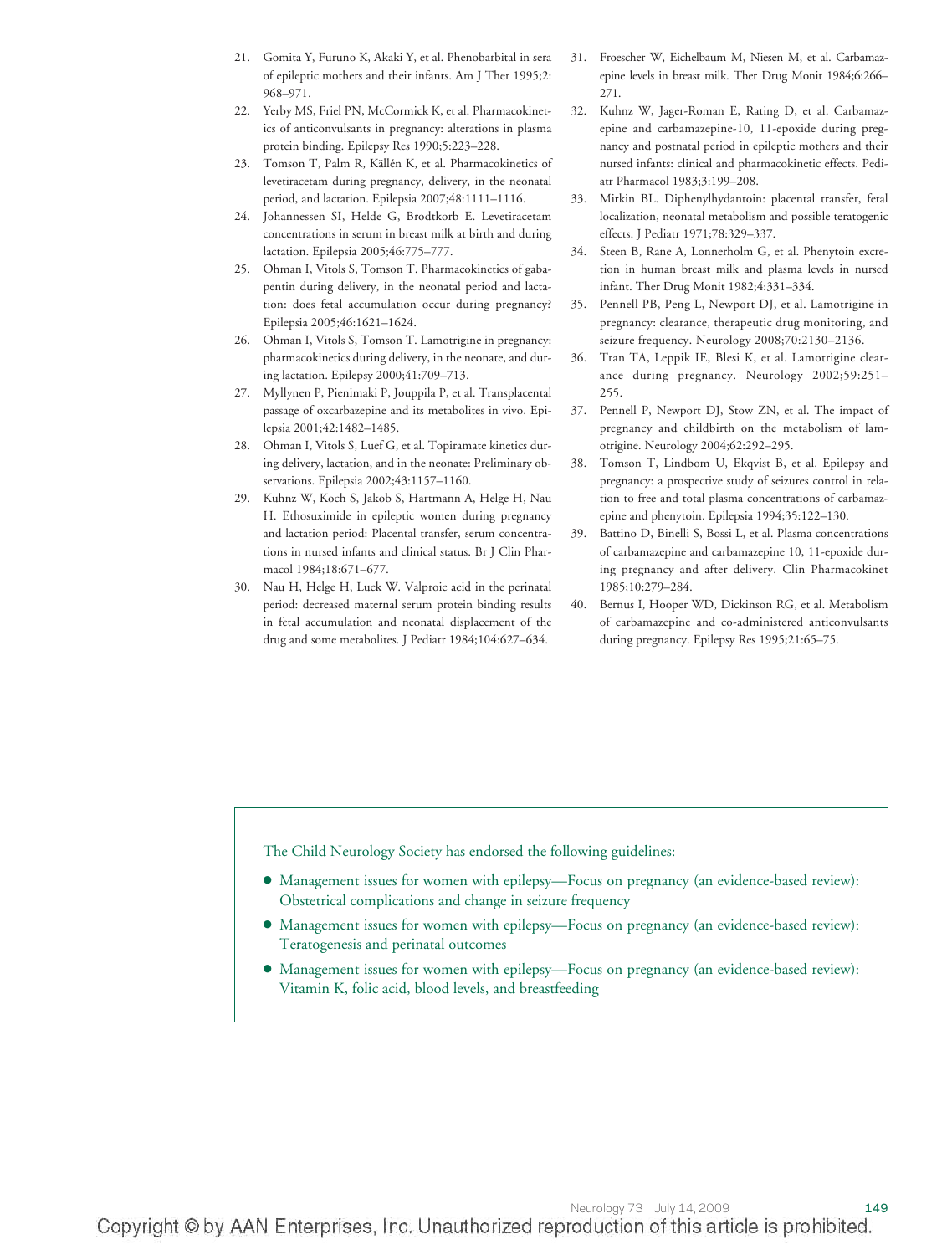21. Gomita Y, Furuno K, Akaki Y, et al. Phenobarbital in sera of epileptic mothers and their infants. Am J Ther 1995;2: 968–971.
22. Yerby MS, Friel PN, McCormick K, et al. Pharmacokinetics of anticonvulsants in pregnancy: alterations in plasma protein binding. Epilepsy Res 1990;5:223–228.
23. Tomson T, Palm R, Källén K, et al. Pharmacokinetics of levetiracetam during pregnancy, delivery, in the neonatal period, and lactation. Epilepsia 2007;48:1111–1116.
24. Johannessen SI, Helde G, Brodtkorb E. Levetiracetam concentrations in serum in breast milk at birth and during lactation. Epilepsia 2005;46:775–777.
25. Ohman I, Vitols S, Tomson T. Pharmacokinetics of gabapentin during delivery, in the neonatal period and lactation: does fetal accumulation occur during pregnancy? Epilepsia 2005;46:1621–1624.
26. Ohman I, Vitols S, Tomson T. Lamotrigine in pregnancy: pharmacokinetics during delivery, in the neonate, and during lactation. Epilepsy 2000;41:709–713.
27. Myllynen P, Pienimaki P, Jouppila P, et al. Transplacental passage of oxcarbazepine and its metabolites in vivo. Epilepsia 2001;42:1482–1485.
28. Ohman I, Vitols S, Luef G, et al. Topiramate kinetics during delivery, lactation, and in the neonate: Preliminary observations. Epilepsia 2002;43:1157–1160.
29. Kuhnz W, Koch S, Jakob S, Hartmann A, Helge H, Nau H. Ethosuximide in epileptic women during pregnancy and lactation period: Placental transfer, serum concentrations in nursed infants and clinical status. Br J Clin Pharmacol 1984;18:671–677.
30. Nau H, Helge H, Luck W. Valproic acid in the perinatal period: decreased maternal serum protein binding results in fetal accumulation and neonatal displacement of the drug and some metabolites. J Pediatr 1984;104:627–634.
31. Froescher W, Eichelbaum M, Niesen M, et al. Carbamazepine levels in breast milk. Ther Drug Monit 1984;6:266–271.
32. Kuhnz W, Jager-Roman E, Rating D, et al. Carbamazepine and carbamazepine-10, 11-epoxide during pregnancy and postnatal period in epileptic mothers and their nursed infants: clinical and pharmacokinetic effects. Pediatr Pharmacol 1983;3:199–208.
33. Mirkin BL. Diphenylhydantoin: placental transfer, fetal localization, neonatal metabolism and possible teratogenic effects. J Pediatr 1971;78:329–337.
34. Steen B, Rane A, Lonnerholm G, et al. Phenytoin excretion in human breast milk and plasma levels in nursed infant. Ther Drug Monit 1982;4:331–334.
35. Pennell PB, Peng L, Newport DJ, et al. Lamotrigine in pregnancy: clearance, therapeutic drug monitoring, and seizure frequency. Neurology 2008;70:2130–2136.
36. Tran TA, Leppik IE, Blesi K, et al. Lamotrigine clearance during pregnancy. Neurology 2002;59:251–255.
37. Pennell P, Newport DJ, Stow ZN, et al. The impact of pregnancy and childbirth on the metabolism of lamotrigine. Neurology 2004;62:292–295.
38. Tomson T, Lindbom U, Ekqvist B, et al. Epilepsy and pregnancy: a prospective study of seizures control in relation to free and total plasma concentrations of carbamazepine and phenytoin. Epilepsia 1994;35:122–130.
39. Battino D, Binelli S, Bossi L, et al. Plasma concentrations of carbamazepine and carbamazepine 10, 11-epoxide during pregnancy and after delivery. Clin Pharmacokinet 1985;10:279–284.
40. Bernus I, Hooper WD, Dickinson RG, et al. Metabolism of carbamazepine and co-administered anticonvulsants during pregnancy. Epilepsy Res 1995;21:65–75.

The Child Neurology Society has endorsed the following guidelines:

- Management issues for women with epilepsy—Focus on pregnancy (an evidence-based review): Obstetrical complications and change in seizure frequency
- Management issues for women with epilepsy—Focus on pregnancy (an evidence-based review): Teratogenesis and perinatal outcomes
- Management issues for women with epilepsy—Focus on pregnancy (an evidence-based review): Vitamin K, folic acid, blood levels, and breastfeeding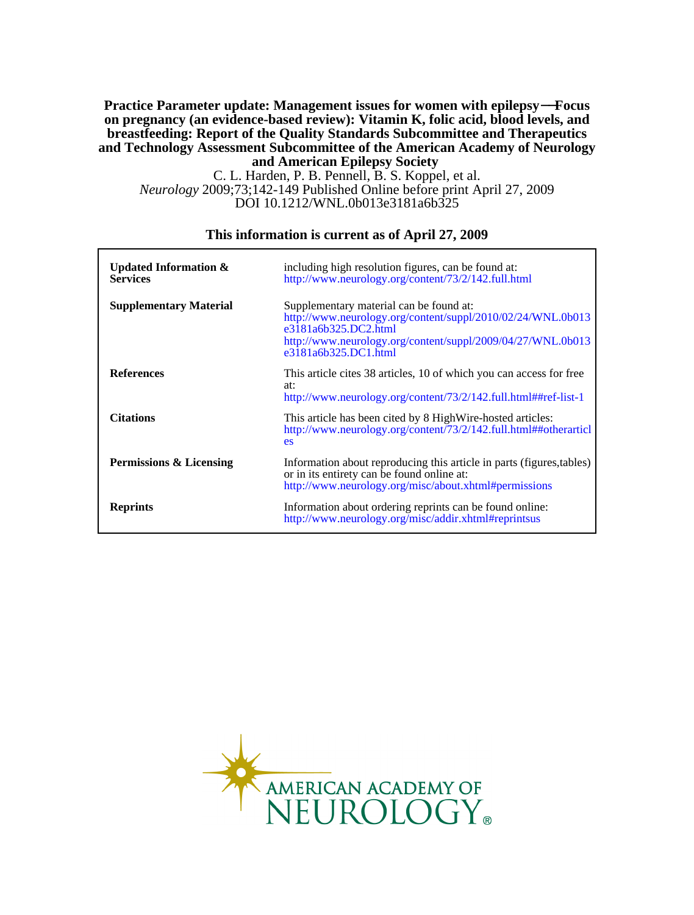**Practice Parameter update: Management issues for women with epilepsy—Focus on pregnancy (an evidence-based review): Vitamin K, folic acid, blood levels, and breastfeeding: Report of the Quality Standards Subcommittee and Therapeutics and Technology Assessment Subcommittee of the American Academy of Neurology and American Epilepsy Society**

C. L. Harden, P. B. Pennell, B. S. Koppel, et al.

*Neurology* 2009;73;142-149 Published Online before print April 27, 2009

DOI 10.1212/WNL.0b013e3181a6b325

**This information is current as of April 27, 2009**

| | |
|---|---|
| **Updated Information & Services** | including high resolution figures, can be found at: http://www.neurology.org/content/73/2/142.full.html |
| **Supplementary Material** | Supplementary material can be found at: http://www.neurology.org/content/suppl/2010/02/24/WNL.0b013e3181a6b325.DC2.html http://www.neurology.org/content/suppl/2009/04/27/WNL.0b013e3181a6b325.DC1.html |
| **References** | This article cites 38 articles, 10 of which you can access for free at: http://www.neurology.org/content/73/2/142.full.html##ref-list-1 |
| **Citations** | This article has been cited by 8 HighWire-hosted articles: http://www.neurology.org/content/73/2/142.full.html##otherarticles |
| **Permissions & Licensing** | Information about reproducing this article in parts (figures,tables) or in its entirety can be found online at: http://www.neurology.org/misc/about.xhtml#permissions |
| **Reprints** | Information about ordering reprints can be found online: http://www.neurology.org/misc/addir.xhtml#reprintsus |

AMERICAN ACADEMY OF NEUROLOGY®